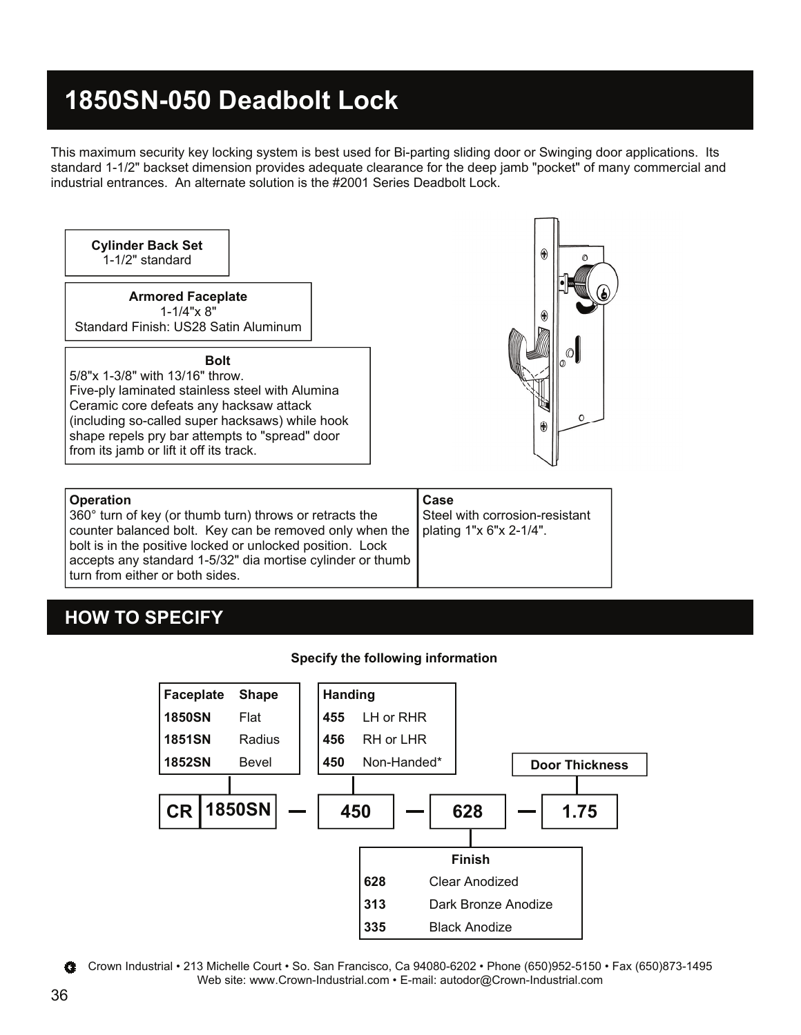# 1850SN-050 Deadbolt Lock

This maximum security key locking system is best used for Bi-parting sliding door or Swinging door applications. Its standard 1-1/2" backset dimension provides adequate clearance for the deep jamb "pocket" of many commercial and industrial entrances. An alternate solution is the #2001 Series Deadbolt Lock.

**Cylinder Back Set**
1-1/2" standard

**Armored Faceplate**
1-1/4"x 8"
Standard Finish: US28 Satin Aluminum

**Bolt**
5/8"x 1-3/8" with 13/16" throw.
Five-ply laminated stainless steel with Alumina Ceramic core defeats any hacksaw attack (including so-called super hacksaws) while hook shape repels pry bar attempts to "spread" door from its jamb or lift it off its track.

**Operation**
360° turn of key (or thumb turn) throws or retracts the counter balanced bolt. Key can be removed only when the bolt is in the positive locked or unlocked position. Lock accepts any standard 1-5/32" dia mortise cylinder or thumb turn from either or both sides.

**Case**
Steel with corrosion-resistant plating 1"x 6"x 2-1/4".

## HOW TO SPECIFY

**Specify the following information**

| Faceplate | Shape |
|---|---|
| **1850SN** | Flat |
| **1851SN** | Radius |
| **1852SN** | Bevel |

| Handing | |
|---|---|
| **455** | LH or RHR |
| **456** | RH or LHR |
| **450** | Non-Handed* |

**Door Thickness**

**CR 1850SN — 450 — 628 — 1.75**

| Finish | |
|---|---|
| **628** | Clear Anodized |
| **313** | Dark Bronze Anodize |
| **335** | Black Anodize |

Crown Industrial • 213 Michelle Court • So. San Francisco, Ca 94080-6202 • Phone (650)952-5150 • Fax (650)873-1495
Web site: www.Crown-Industrial.com • E-mail: autodor@Crown-Industrial.com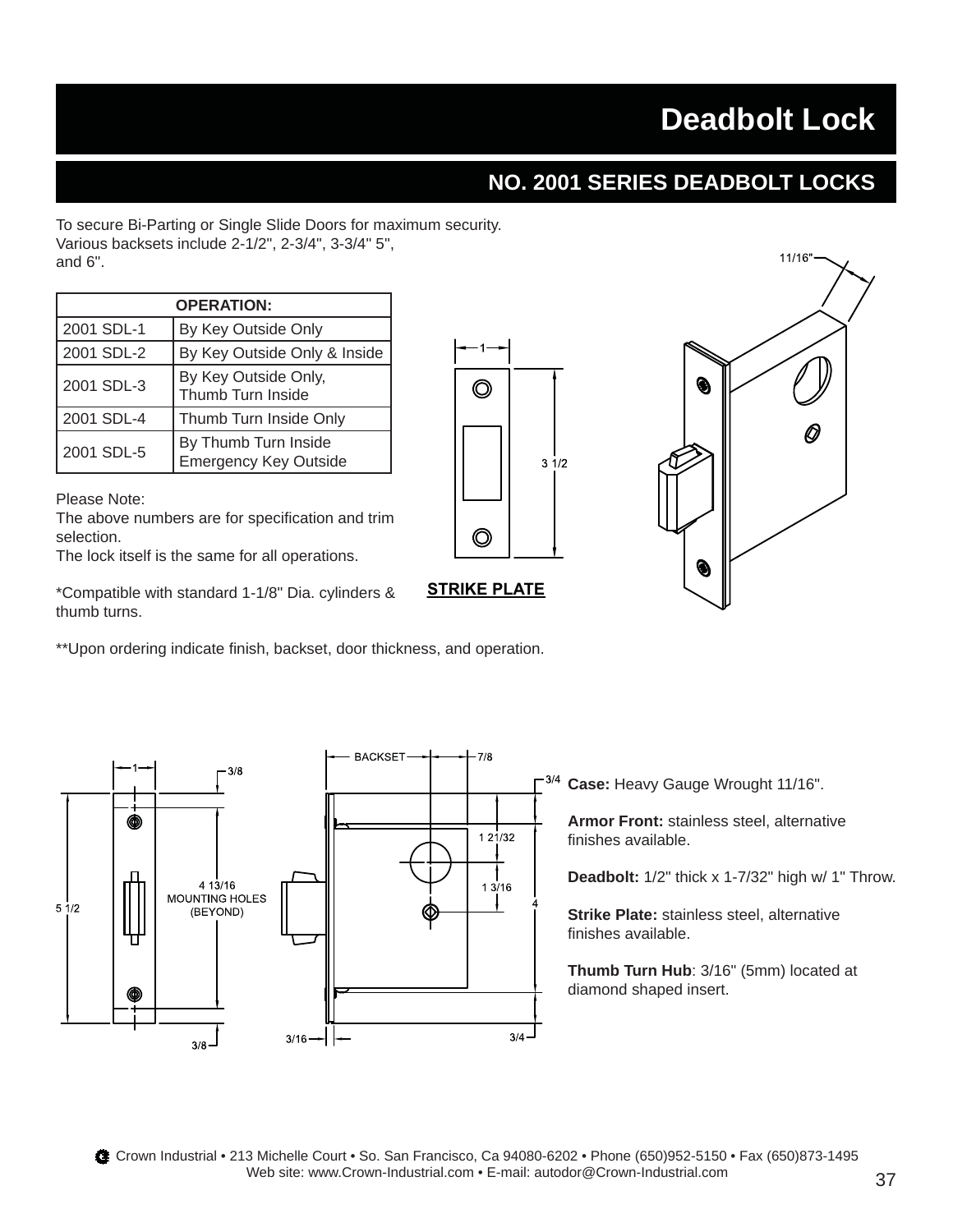# Deadbolt Lock

## NO. 2001 SERIES DEADBOLT LOCKS

To secure Bi-Parting or Single Slide Doors for maximum security.
Various backsets include 2-1/2", 2-3/4", 3-3/4" 5", and 6".

| OPERATION: | |
|---|---|
| 2001 SDL-1 | By Key Outside Only |
| 2001 SDL-2 | By Key Outside Only & Inside |
| 2001 SDL-3 | By Key Outside Only, Thumb Turn Inside |
| 2001 SDL-4 | Thumb Turn Inside Only |
| 2001 SDL-5 | By Thumb Turn Inside Emergency Key Outside |

Please Note:
The above numbers are for specification and trim selection.
The lock itself is the same for all operations.

*Compatible with standard 1-1/8" Dia. cylinders & thumb turns.

**Upon ordering indicate finish, backset, door thickness, and operation.

1

3 1/2

STRIKE PLATE

11/16"

1

3/8

4 13/16
MOUNTING HOLES
(BEYOND)

5 1/2

3/8

BACKSET

7/8

3/4

1 21/32

1 3/16

4

3/16

3/4

**Case:** Heavy Gauge Wrought 11/16".

**Armor Front:** stainless steel, alternative finishes available.

**Deadbolt:** 1/2" thick x 1-7/32" high w/ 1" Throw.

**Strike Plate:** stainless steel, alternative finishes available.

**Thumb Turn Hub**: 3/16" (5mm) located at diamond shaped insert.

Crown Industrial • 213 Michelle Court • So. San Francisco, Ca 94080-6202 • Phone (650)952-5150 • Fax (650)873-1495
Web site: www.Crown-Industrial.com • E-mail: autodor@Crown-Industrial.com